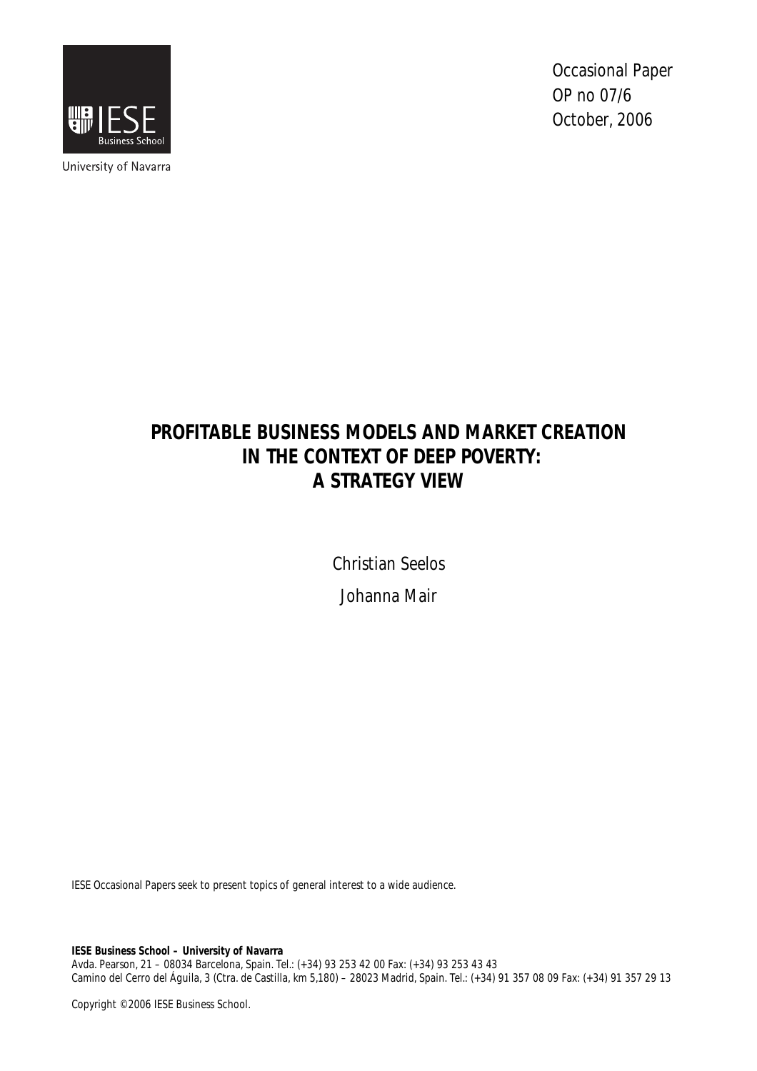IESE Business School

University of Navarra

Occasional Paper
OP no 07/6
October, 2006

# PROFITABLE BUSINESS MODELS AND MARKET CREATION IN THE CONTEXT OF DEEP POVERTY: A STRATEGY VIEW

Christian Seelos

Johanna Mair

IESE Occasional Papers seek to present topics of general interest to a wide audience.

**IESE Business School – University of Navarra**
Avda. Pearson, 21 – 08034 Barcelona, Spain. Tel.: (+34) 93 253 42 00 Fax: (+34) 93 253 43 43
Camino del Cerro del Águila, 3 (Ctra. de Castilla, km 5,180) – 28023 Madrid, Spain. Tel.: (+34) 91 357 08 09 Fax: (+34) 91 357 29 13

Copyright © 2006 IESE Business School.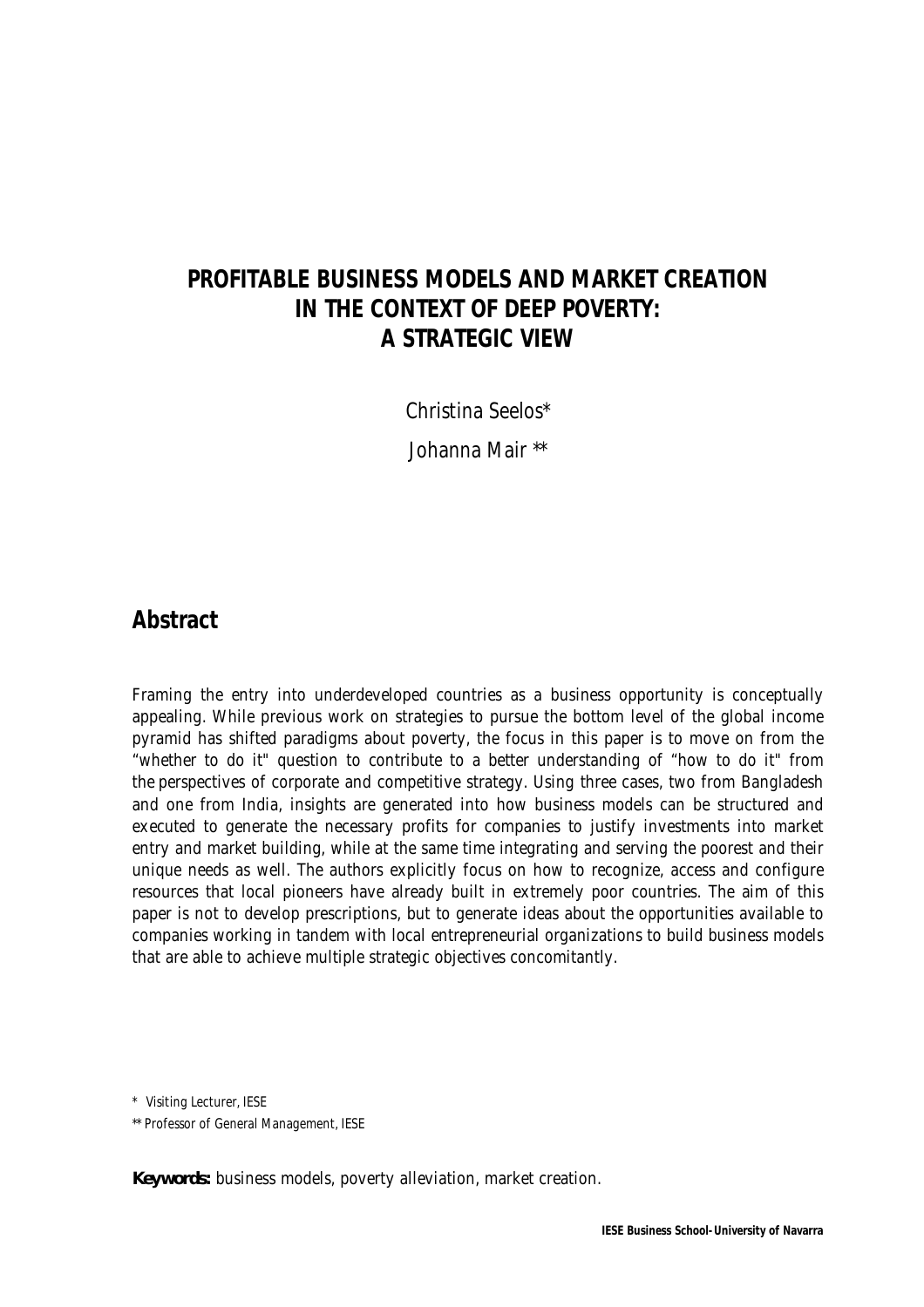# PROFITABLE BUSINESS MODELS AND MARKET CREATION IN THE CONTEXT OF DEEP POVERTY: A STRATEGIC VIEW

Christina Seelos*

Johanna Mair **

## Abstract

Framing the entry into underdeveloped countries as a business opportunity is conceptually appealing. While previous work on strategies to pursue the bottom level of the global income pyramid has shifted paradigms about poverty, the focus in this paper is to move on from the "whether to do it" question to contribute to a better understanding of "how to do it" from the perspectives of corporate and competitive strategy. Using three cases, two from Bangladesh and one from India, insights are generated into how business models can be structured and executed to generate the necessary profits for companies to justify investments into market entry and market building, while at the same time integrating and serving the poorest and their unique needs as well. The authors explicitly focus on how to recognize, access and configure resources that local pioneers have already built in extremely poor countries. The aim of this paper is not to develop prescriptions, but to generate ideas about the opportunities available to companies working in tandem with local entrepreneurial organizations to build business models that are able to achieve multiple strategic objectives concomitantly.

\* Visiting Lecturer, IESE

** Professor of General Management, IESE

**Keywords:** business models, poverty alleviation, market creation.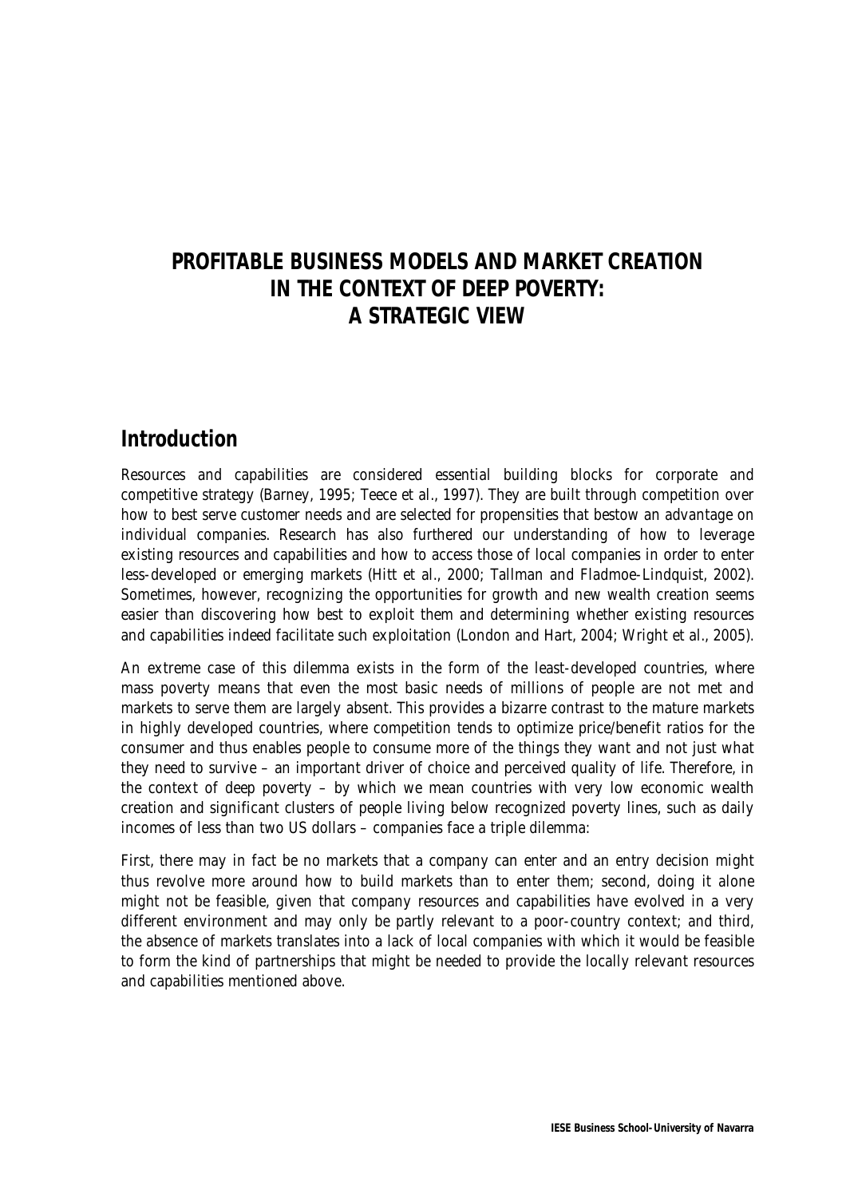# PROFITABLE BUSINESS MODELS AND MARKET CREATION IN THE CONTEXT OF DEEP POVERTY: A STRATEGIC VIEW

## Introduction

Resources and capabilities are considered essential building blocks for corporate and competitive strategy (Barney, 1995; Teece et al., 1997). They are built through competition over how to best serve customer needs and are selected for propensities that bestow an advantage on individual companies. Research has also furthered our understanding of how to leverage existing resources and capabilities and how to access those of local companies in order to enter less-developed or emerging markets (Hitt et al., 2000; Tallman and Fladmoe-Lindquist, 2002). Sometimes, however, recognizing the opportunities for growth and new wealth creation seems easier than discovering how best to exploit them and determining whether existing resources and capabilities indeed facilitate such exploitation (London and Hart, 2004; Wright et al., 2005).

An extreme case of this dilemma exists in the form of the least-developed countries, where mass poverty means that even the most basic needs of millions of people are not met and markets to serve them are largely absent. This provides a bizarre contrast to the mature markets in highly developed countries, where competition tends to optimize price/benefit ratios for the consumer and thus enables people to consume more of the things they want and not just what they need to survive – an important driver of choice and perceived quality of life. Therefore, in the context of deep poverty – by which we mean countries with very low economic wealth creation and significant clusters of people living below recognized poverty lines, such as daily incomes of less than two US dollars – companies face a triple dilemma:

First, there may in fact be no markets that a company can enter and an entry decision might thus revolve more around how to build markets than to enter them; second, doing it alone might not be feasible, given that company resources and capabilities have evolved in a very different environment and may only be partly relevant to a poor-country context; and third, the absence of markets translates into a lack of local companies with which it would be feasible to form the kind of partnerships that might be needed to provide the locally relevant resources and capabilities mentioned above.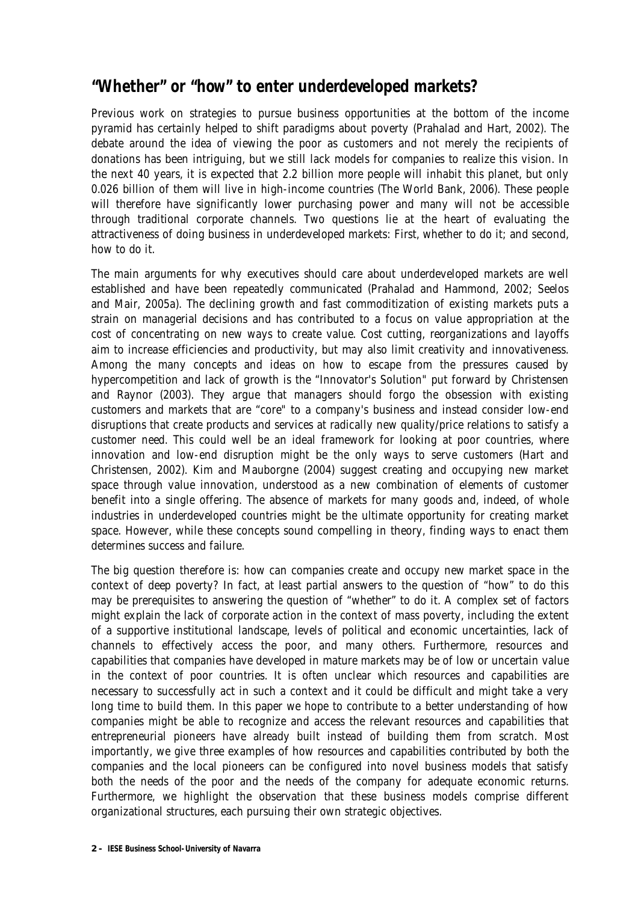## "Whether" or "how" to enter underdeveloped markets?

Previous work on strategies to pursue business opportunities at the bottom of the income pyramid has certainly helped to shift paradigms about poverty (Prahalad and Hart, 2002). The debate around the idea of viewing the poor as customers and not merely the recipients of donations has been intriguing, but we still lack models for companies to realize this vision. In the next 40 years, it is expected that 2.2 billion more people will inhabit this planet, but only 0.026 billion of them will live in high-income countries (The World Bank, 2006). These people will therefore have significantly lower purchasing power and many will not be accessible through traditional corporate channels. Two questions lie at the heart of evaluating the attractiveness of doing business in underdeveloped markets: First, whether to do it; and second, how to do it.

The main arguments for why executives should care about underdeveloped markets are well established and have been repeatedly communicated (Prahalad and Hammond, 2002; Seelos and Mair, 2005a). The declining growth and fast commoditization of existing markets puts a strain on managerial decisions and has contributed to a focus on value appropriation at the cost of concentrating on new ways to create value. Cost cutting, reorganizations and layoffs aim to increase efficiencies and productivity, but may also limit creativity and innovativeness. Among the many concepts and ideas on how to escape from the pressures caused by hypercompetition and lack of growth is the "Innovator's Solution" put forward by Christensen and Raynor (2003). They argue that managers should forgo the obsession with existing customers and markets that are "core" to a company's business and instead consider low-end disruptions that create products and services at radically new quality/price relations to satisfy a customer need. This could well be an ideal framework for looking at poor countries, where innovation and low-end disruption might be the only ways to serve customers (Hart and Christensen, 2002). Kim and Mauborgne (2004) suggest creating and occupying new market space through value innovation, understood as a new combination of elements of customer benefit into a single offering. The absence of markets for many goods and, indeed, of whole industries in underdeveloped countries might be the ultimate opportunity for creating market space. However, while these concepts sound compelling in theory, finding ways to enact them determines success and failure.

The big question therefore is: how can companies create and occupy new market space in the context of deep poverty? In fact, at least partial answers to the question of "how" to do this may be prerequisites to answering the question of "whether" to do it. A complex set of factors might explain the lack of corporate action in the context of mass poverty, including the extent of a supportive institutional landscape, levels of political and economic uncertainties, lack of channels to effectively access the poor, and many others. Furthermore, resources and capabilities that companies have developed in mature markets may be of low or uncertain value in the context of poor countries. It is often unclear which resources and capabilities are necessary to successfully act in such a context and it could be difficult and might take a very long time to build them. In this paper we hope to contribute to a better understanding of how companies might be able to recognize and access the relevant resources and capabilities that entrepreneurial pioneers have already built instead of building them from scratch. Most importantly, we give three examples of how resources and capabilities contributed by both the companies and the local pioneers can be configured into novel business models that satisfy both the needs of the poor and the needs of the company for adequate economic returns. Furthermore, we highlight the observation that these business models comprise different organizational structures, each pursuing their own strategic objectives.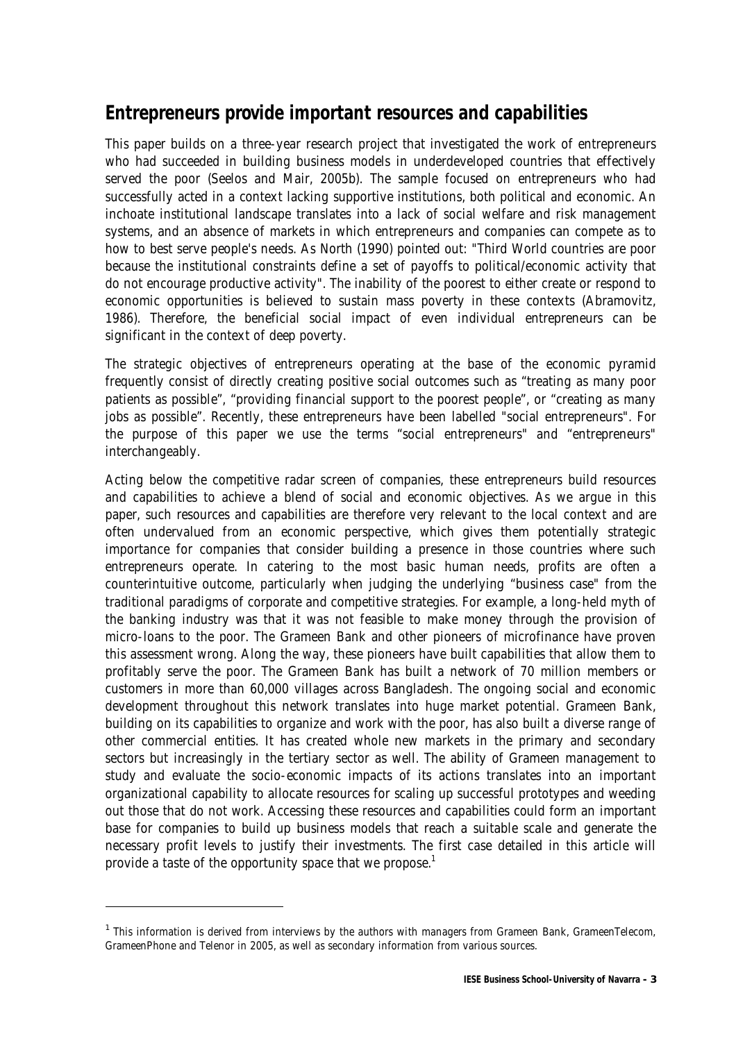## Entrepreneurs provide important resources and capabilities

This paper builds on a three-year research project that investigated the work of entrepreneurs who had succeeded in building business models in underdeveloped countries that effectively served the poor (Seelos and Mair, 2005b). The sample focused on entrepreneurs who had successfully acted in a context lacking supportive institutions, both political and economic. An inchoate institutional landscape translates into a lack of social welfare and risk management systems, and an absence of markets in which entrepreneurs and companies can compete as to how to best serve people's needs. As North (1990) pointed out: "Third World countries are poor because the institutional constraints define a set of payoffs to political/economic activity that do not encourage productive activity". The inability of the poorest to either create or respond to economic opportunities is believed to sustain mass poverty in these contexts (Abramovitz, 1986). Therefore, the beneficial social impact of even individual entrepreneurs can be significant in the context of deep poverty.

The strategic objectives of entrepreneurs operating at the base of the economic pyramid frequently consist of directly creating positive social outcomes such as "treating as many poor patients as possible", "providing financial support to the poorest people", or "creating as many jobs as possible". Recently, these entrepreneurs have been labelled "social entrepreneurs". For the purpose of this paper we use the terms "social entrepreneurs" and "entrepreneurs" interchangeably.

Acting below the competitive radar screen of companies, these entrepreneurs build resources and capabilities to achieve a blend of social and economic objectives. As we argue in this paper, such resources and capabilities are therefore very relevant to the local context and are often undervalued from an economic perspective, which gives them potentially strategic importance for companies that consider building a presence in those countries where such entrepreneurs operate. In catering to the most basic human needs, profits are often a counterintuitive outcome, particularly when judging the underlying "business case" from the traditional paradigms of corporate and competitive strategies. For example, a long-held myth of the banking industry was that it was not feasible to make money through the provision of micro-loans to the poor. The Grameen Bank and other pioneers of microfinance have proven this assessment wrong. Along the way, these pioneers have built capabilities that allow them to profitably serve the poor. The Grameen Bank has built a network of 70 million members or customers in more than 60,000 villages across Bangladesh. The ongoing social and economic development throughout this network translates into huge market potential. Grameen Bank, building on its capabilities to organize and work with the poor, has also built a diverse range of other commercial entities. It has created whole new markets in the primary and secondary sectors but increasingly in the tertiary sector as well. The ability of Grameen management to study and evaluate the socio-economic impacts of its actions translates into an important organizational capability to allocate resources for scaling up successful prototypes and weeding out those that do not work. Accessing these resources and capabilities could form an important base for companies to build up business models that reach a suitable scale and generate the necessary profit levels to justify their investments. The first case detailed in this article will provide a taste of the opportunity space that we propose.[1]

[1] This information is derived from interviews by the authors with managers from Grameen Bank, GrameenTelecom, GrameenPhone and Telenor in 2005, as well as secondary information from various sources.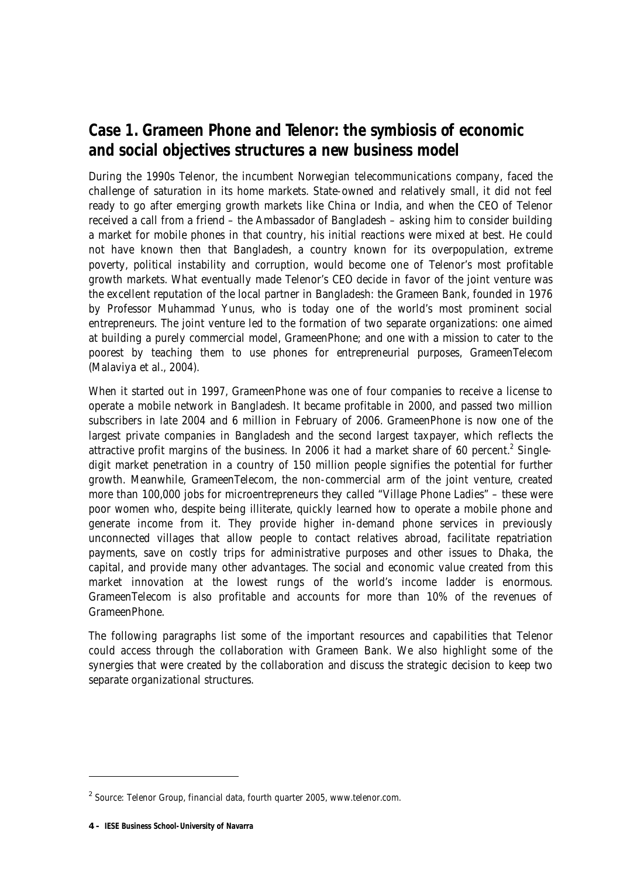## Case 1. Grameen Phone and Telenor: the symbiosis of economic and social objectives structures a new business model

During the 1990s Telenor, the incumbent Norwegian telecommunications company, faced the challenge of saturation in its home markets. State-owned and relatively small, it did not feel ready to go after emerging growth markets like China or India, and when the CEO of Telenor received a call from a friend – the Ambassador of Bangladesh – asking him to consider building a market for mobile phones in that country, his initial reactions were mixed at best. He could not have known then that Bangladesh, a country known for its overpopulation, extreme poverty, political instability and corruption, would become one of Telenor's most profitable growth markets. What eventually made Telenor's CEO decide in favor of the joint venture was the excellent reputation of the local partner in Bangladesh: the Grameen Bank, founded in 1976 by Professor Muhammad Yunus, who is today one of the world's most prominent social entrepreneurs. The joint venture led to the formation of two separate organizations: one aimed at building a purely commercial model, GrameenPhone; and one with a mission to cater to the poorest by teaching them to use phones for entrepreneurial purposes, GrameenTelecom (Malaviya et al., 2004).

When it started out in 1997, GrameenPhone was one of four companies to receive a license to operate a mobile network in Bangladesh. It became profitable in 2000, and passed two million subscribers in late 2004 and 6 million in February of 2006. GrameenPhone is now one of the largest private companies in Bangladesh and the second largest taxpayer, which reflects the attractive profit margins of the business. In 2006 it had a market share of 60 percent.[2] Single-digit market penetration in a country of 150 million people signifies the potential for further growth. Meanwhile, GrameenTelecom, the non-commercial arm of the joint venture, created more than 100,000 jobs for microentrepreneurs they called "Village Phone Ladies" – these were poor women who, despite being illiterate, quickly learned how to operate a mobile phone and generate income from it. They provide higher in-demand phone services in previously unconnected villages that allow people to contact relatives abroad, facilitate repatriation payments, save on costly trips for administrative purposes and other issues to Dhaka, the capital, and provide many other advantages. The social and economic value created from this market innovation at the lowest rungs of the world's income ladder is enormous. GrameenTelecom is also profitable and accounts for more than 10% of the revenues of GrameenPhone.

The following paragraphs list some of the important resources and capabilities that Telenor could access through the collaboration with Grameen Bank. We also highlight some of the synergies that were created by the collaboration and discuss the strategic decision to keep two separate organizational structures.

[2] Source: Telenor Group, financial data, fourth quarter 2005, www.telenor.com.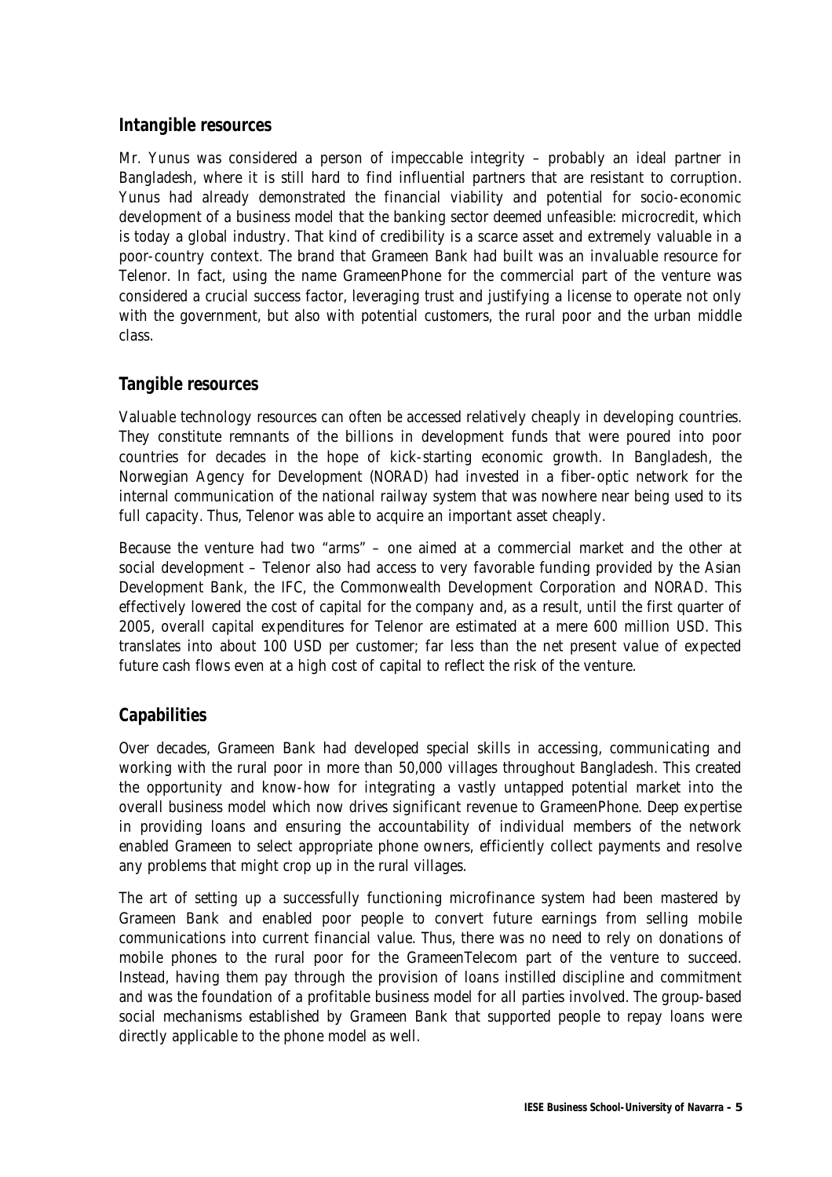## Intangible resources

Mr. Yunus was considered a person of impeccable integrity – probably an ideal partner in Bangladesh, where it is still hard to find influential partners that are resistant to corruption. Yunus had already demonstrated the financial viability and potential for socio-economic development of a business model that the banking sector deemed unfeasible: microcredit, which is today a global industry. That kind of credibility is a scarce asset and extremely valuable in a poor-country context. The brand that Grameen Bank had built was an invaluable resource for Telenor. In fact, using the name GrameenPhone for the commercial part of the venture was considered a crucial success factor, leveraging trust and justifying a license to operate not only with the government, but also with potential customers, the rural poor and the urban middle class.

## Tangible resources

Valuable technology resources can often be accessed relatively cheaply in developing countries. They constitute remnants of the billions in development funds that were poured into poor countries for decades in the hope of kick-starting economic growth. In Bangladesh, the Norwegian Agency for Development (NORAD) had invested in a fiber-optic network for the internal communication of the national railway system that was nowhere near being used to its full capacity. Thus, Telenor was able to acquire an important asset cheaply.

Because the venture had two "arms" – one aimed at a commercial market and the other at social development – Telenor also had access to very favorable funding provided by the Asian Development Bank, the IFC, the Commonwealth Development Corporation and NORAD. This effectively lowered the cost of capital for the company and, as a result, until the first quarter of 2005, overall capital expenditures for Telenor are estimated at a mere 600 million USD. This translates into about 100 USD per customer; far less than the net present value of expected future cash flows even at a high cost of capital to reflect the risk of the venture.

## Capabilities

Over decades, Grameen Bank had developed special skills in accessing, communicating and working with the rural poor in more than 50,000 villages throughout Bangladesh. This created the opportunity and know-how for integrating a vastly untapped potential market into the overall business model which now drives significant revenue to GrameenPhone. Deep expertise in providing loans and ensuring the accountability of individual members of the network enabled Grameen to select appropriate phone owners, efficiently collect payments and resolve any problems that might crop up in the rural villages.

The art of setting up a successfully functioning microfinance system had been mastered by Grameen Bank and enabled poor people to convert future earnings from selling mobile communications into current financial value. Thus, there was no need to rely on donations of mobile phones to the rural poor for the GrameenTelecom part of the venture to succeed. Instead, having them pay through the provision of loans instilled discipline and commitment and was the foundation of a profitable business model for all parties involved. The group-based social mechanisms established by Grameen Bank that supported people to repay loans were directly applicable to the phone model as well.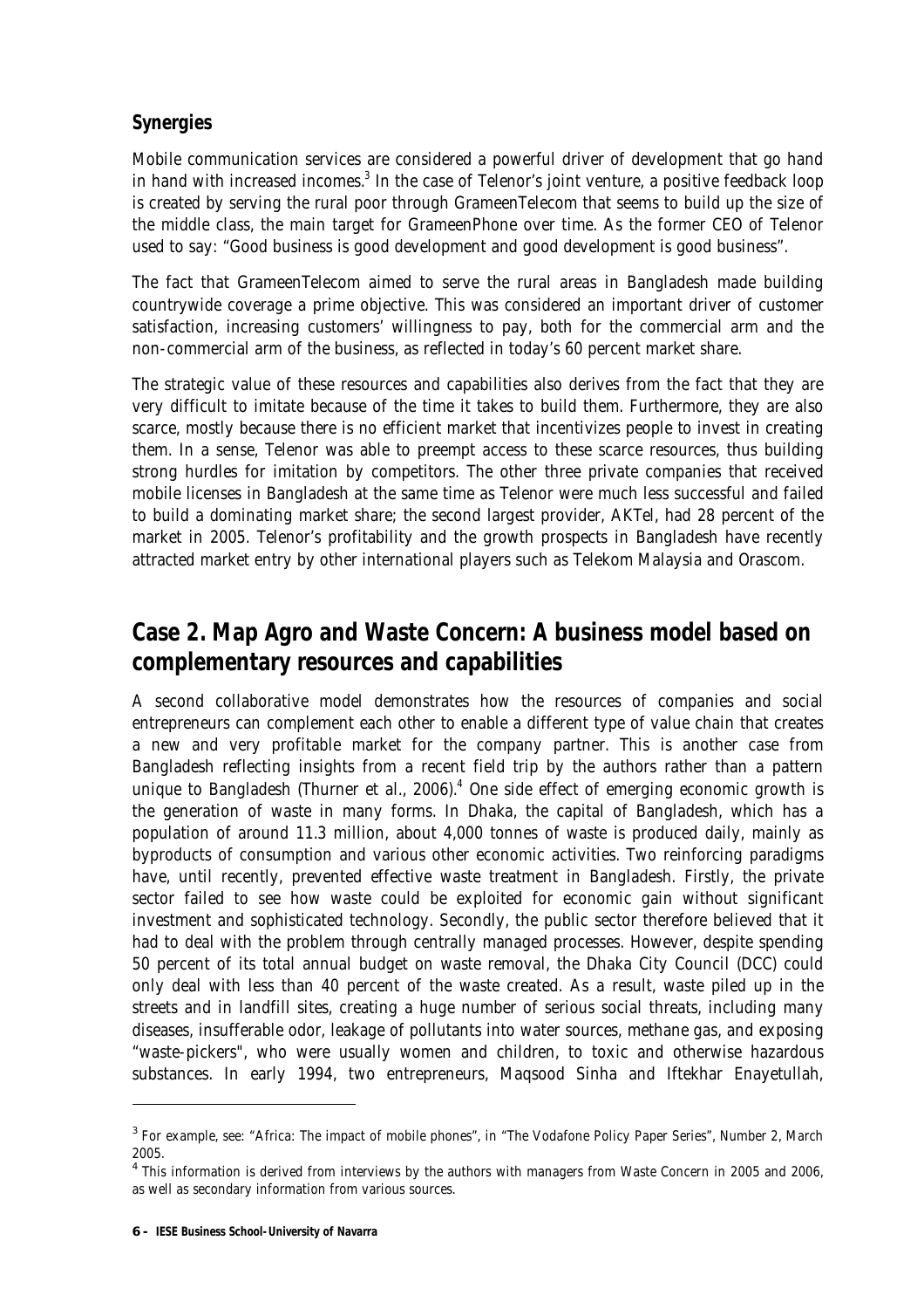### Synergies

Mobile communication services are considered a powerful driver of development that go hand in hand with increased incomes.[3] In the case of Telenor's joint venture, a positive feedback loop is created by serving the rural poor through GrameenTelecom that seems to build up the size of the middle class, the main target for GrameenPhone over time. As the former CEO of Telenor used to say: "Good business is good development and good development is good business".

The fact that GrameenTelecom aimed to serve the rural areas in Bangladesh made building countrywide coverage a prime objective. This was considered an important driver of customer satisfaction, increasing customers' willingness to pay, both for the commercial arm and the non-commercial arm of the business, as reflected in today's 60 percent market share.

The strategic value of these resources and capabilities also derives from the fact that they are very difficult to imitate because of the time it takes to build them. Furthermore, they are also scarce, mostly because there is no efficient market that incentivizes people to invest in creating them. In a sense, Telenor was able to preempt access to these scarce resources, thus building strong hurdles for imitation by competitors. The other three private companies that received mobile licenses in Bangladesh at the same time as Telenor were much less successful and failed to build a dominating market share; the second largest provider, AKTel, had 28 percent of the market in 2005. Telenor's profitability and the growth prospects in Bangladesh have recently attracted market entry by other international players such as Telekom Malaysia and Orascom.

## Case 2. Map Agro and Waste Concern: A business model based on complementary resources and capabilities

A second collaborative model demonstrates how the resources of companies and social entrepreneurs can complement each other to enable a different type of value chain that creates a new and very profitable market for the company partner. This is another case from Bangladesh reflecting insights from a recent field trip by the authors rather than a pattern unique to Bangladesh (Thurner et al., 2006).[4] One side effect of emerging economic growth is the generation of waste in many forms. In Dhaka, the capital of Bangladesh, which has a population of around 11.3 million, about 4,000 tonnes of waste is produced daily, mainly as byproducts of consumption and various other economic activities. Two reinforcing paradigms have, until recently, prevented effective waste treatment in Bangladesh. Firstly, the private sector failed to see how waste could be exploited for economic gain without significant investment and sophisticated technology. Secondly, the public sector therefore believed that it had to deal with the problem through centrally managed processes. However, despite spending 50 percent of its total annual budget on waste removal, the Dhaka City Council (DCC) could only deal with less than 40 percent of the waste created. As a result, waste piled up in the streets and in landfill sites, creating a huge number of serious social threats, including many diseases, insufferable odor, leakage of pollutants into water sources, methane gas, and exposing "waste-pickers", who were usually women and children, to toxic and otherwise hazardous substances. In early 1994, two entrepreneurs, Maqsood Sinha and Iftekhar Enayetullah,

---

[3] For example, see: "Africa: The impact of mobile phones", in "The Vodafone Policy Paper Series", Number 2, March 2005.

[4] This information is derived from interviews by the authors with managers from Waste Concern in 2005 and 2006, as well as secondary information from various sources.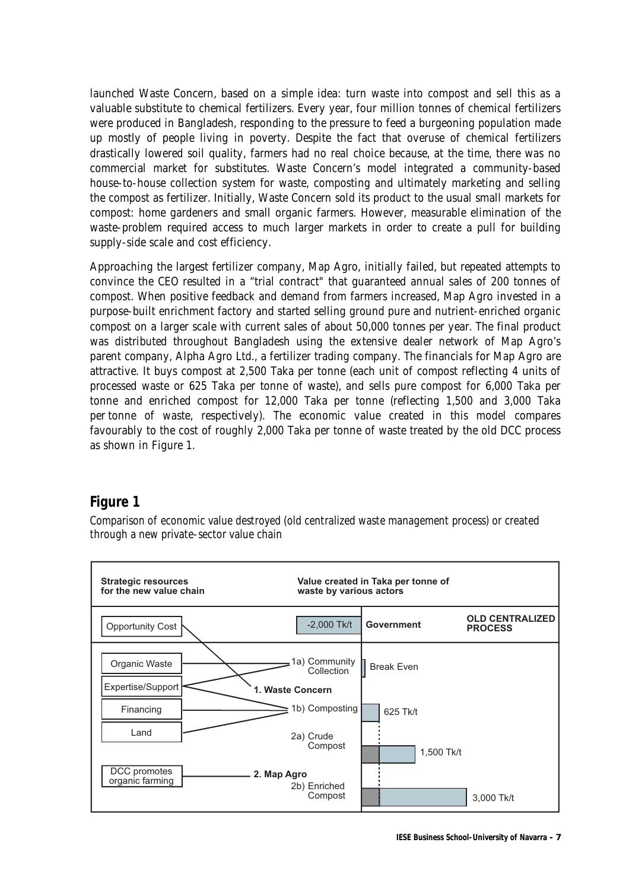launched Waste Concern, based on a simple idea: turn waste into compost and sell this as a valuable substitute to chemical fertilizers. Every year, four million tonnes of chemical fertilizers were produced in Bangladesh, responding to the pressure to feed a burgeoning population made up mostly of people living in poverty. Despite the fact that overuse of chemical fertilizers drastically lowered soil quality, farmers had no real choice because, at the time, there was no commercial market for substitutes. Waste Concern's model integrated a community-based house-to-house collection system for waste, composting and ultimately marketing and selling the compost as fertilizer. Initially, Waste Concern sold its product to the usual small markets for compost: home gardeners and small organic farmers. However, measurable elimination of the waste-problem required access to much larger markets in order to create a pull for building supply-side scale and cost efficiency.

Approaching the largest fertilizer company, Map Agro, initially failed, but repeated attempts to convince the CEO resulted in a "trial contract" that guaranteed annual sales of 200 tonnes of compost. When positive feedback and demand from farmers increased, Map Agro invested in a purpose-built enrichment factory and started selling ground pure and nutrient-enriched organic compost on a larger scale with current sales of about 50,000 tonnes per year. The final product was distributed throughout Bangladesh using the extensive dealer network of Map Agro's parent company, Alpha Agro Ltd., a fertilizer trading company. The financials for Map Agro are attractive. It buys compost at 2,500 Taka per tonne (each unit of compost reflecting 4 units of processed waste or 625 Taka per tonne of waste), and sells pure compost for 6,000 Taka per tonne and enriched compost for 12,000 Taka per tonne (reflecting 1,500 and 3,000 Taka per tonne of waste, respectively). The economic value created in this model compares favourably to the cost of roughly 2,000 Taka per tonne of waste treated by the old DCC process as shown in Figure 1.

## Figure 1

*Comparison of economic value destroyed (old centralized waste management process) or created through a new private-sector value chain*

| Strategic resources for the new value chain | Value created in Taka per tonne of waste by various actors | |
|---|---|---|
| Opportunity Cost | -2,000 Tk/t — Government | OLD CENTRALIZED PROCESS |
| Organic Waste; Expertise/Support | 1. Waste Concern — 1a) Community Collection | Break Even |
| Financing; Land | 1b) Composting | 625 Tk/t |
| | 2a) Crude Compost | 1,500 Tk/t |
| DCC promotes organic farming | 2. Map Agro — 2b) Enriched Compost | 3,000 Tk/t |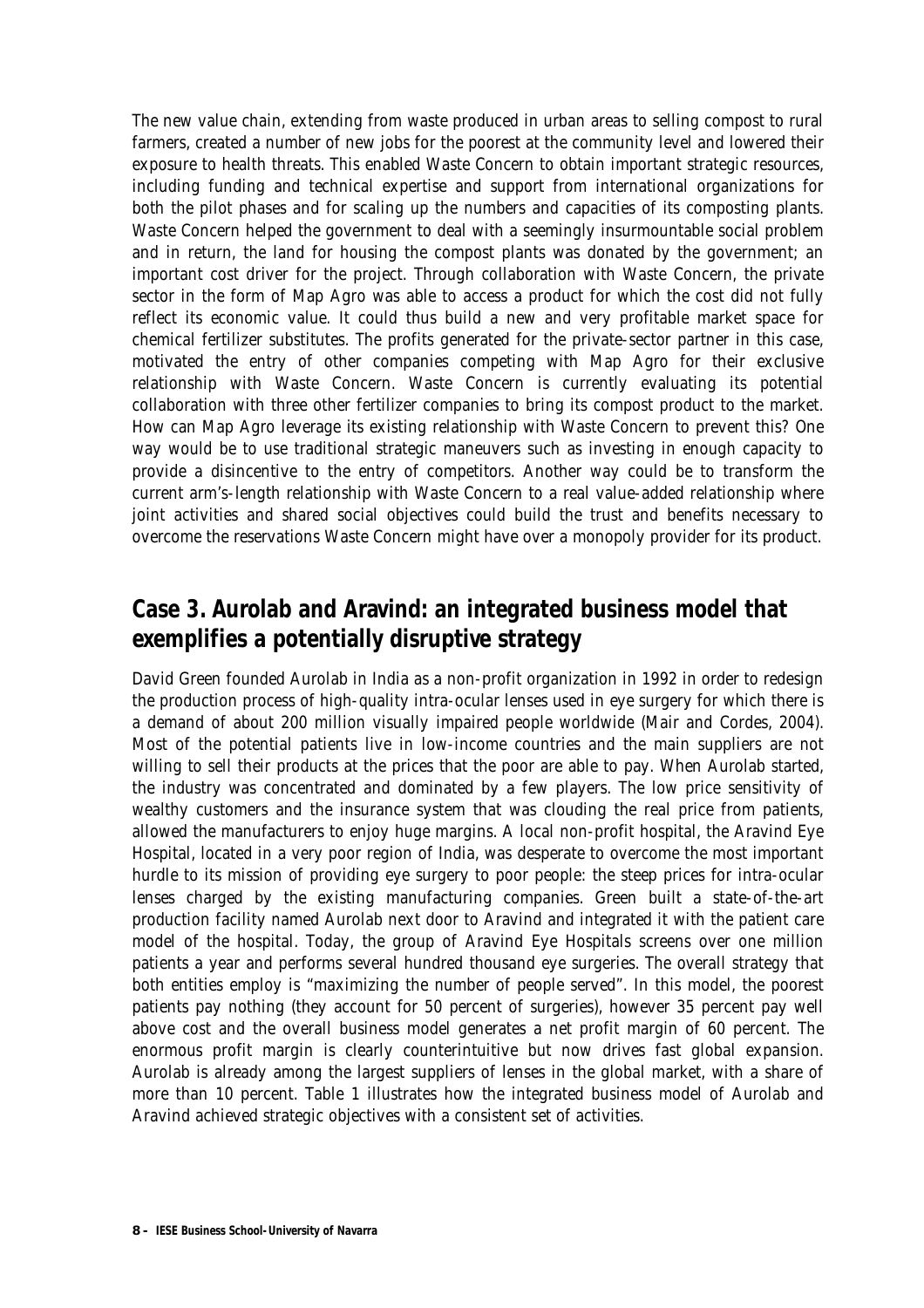The new value chain, extending from waste produced in urban areas to selling compost to rural farmers, created a number of new jobs for the poorest at the community level and lowered their exposure to health threats. This enabled Waste Concern to obtain important strategic resources, including funding and technical expertise and support from international organizations for both the pilot phases and for scaling up the numbers and capacities of its composting plants. Waste Concern helped the government to deal with a seemingly insurmountable social problem and in return, the land for housing the compost plants was donated by the government; an important cost driver for the project. Through collaboration with Waste Concern, the private sector in the form of Map Agro was able to access a product for which the cost did not fully reflect its economic value. It could thus build a new and very profitable market space for chemical fertilizer substitutes. The profits generated for the private-sector partner in this case, motivated the entry of other companies competing with Map Agro for their exclusive relationship with Waste Concern. Waste Concern is currently evaluating its potential collaboration with three other fertilizer companies to bring its compost product to the market. How can Map Agro leverage its existing relationship with Waste Concern to prevent this? One way would be to use traditional strategic maneuvers such as investing in enough capacity to provide a disincentive to the entry of competitors. Another way could be to transform the current arm's-length relationship with Waste Concern to a real value-added relationship where joint activities and shared social objectives could build the trust and benefits necessary to overcome the reservations Waste Concern might have over a monopoly provider for its product.

## Case 3. Aurolab and Aravind: an integrated business model that exemplifies a potentially disruptive strategy

David Green founded Aurolab in India as a non-profit organization in 1992 in order to redesign the production process of high-quality intra-ocular lenses used in eye surgery for which there is a demand of about 200 million visually impaired people worldwide (Mair and Cordes, 2004). Most of the potential patients live in low-income countries and the main suppliers are not willing to sell their products at the prices that the poor are able to pay. When Aurolab started, the industry was concentrated and dominated by a few players. The low price sensitivity of wealthy customers and the insurance system that was clouding the real price from patients, allowed the manufacturers to enjoy huge margins. A local non-profit hospital, the Aravind Eye Hospital, located in a very poor region of India, was desperate to overcome the most important hurdle to its mission of providing eye surgery to poor people: the steep prices for intra-ocular lenses charged by the existing manufacturing companies. Green built a state-of-the-art production facility named Aurolab next door to Aravind and integrated it with the patient care model of the hospital. Today, the group of Aravind Eye Hospitals screens over one million patients a year and performs several hundred thousand eye surgeries. The overall strategy that both entities employ is "maximizing the number of people served". In this model, the poorest patients pay nothing (they account for 50 percent of surgeries), however 35 percent pay well above cost and the overall business model generates a net profit margin of 60 percent. The enormous profit margin is clearly counterintuitive but now drives fast global expansion. Aurolab is already among the largest suppliers of lenses in the global market, with a share of more than 10 percent. Table 1 illustrates how the integrated business model of Aurolab and Aravind achieved strategic objectives with a consistent set of activities.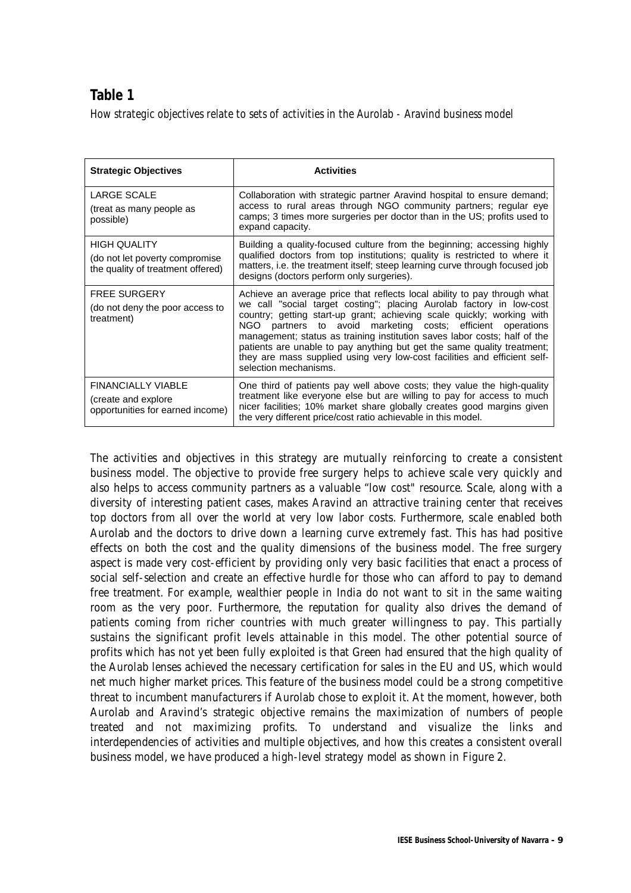## Table 1

*How strategic objectives relate to sets of activities in the Aurolab - Aravind business model*

| Strategic Objectives | Activities |
|---|---|
| LARGE SCALE (treat as many people as possible) | Collaboration with strategic partner Aravind hospital to ensure demand; access to rural areas through NGO community partners; regular eye camps; 3 times more surgeries per doctor than in the US; profits used to expand capacity. |
| HIGH QUALITY (do not let poverty compromise the quality of treatment offered) | Building a quality-focused culture from the beginning; accessing highly qualified doctors from top institutions; quality is restricted to where it matters, i.e. the treatment itself; steep learning curve through focused job designs (doctors perform only surgeries). |
| FREE SURGERY (do not deny the poor access to treatment) | Achieve an average price that reflects local ability to pay through what we call "social target costing"; placing Aurolab factory in low-cost country; getting start-up grant; achieving scale quickly; working with NGO partners to avoid marketing costs; efficient operations management; status as training institution saves labor costs; half of the patients are unable to pay anything but get the same quality treatment; they are mass supplied using very low-cost facilities and efficient self-selection mechanisms. |
| FINANCIALLY VIABLE (create and explore opportunities for earned income) | One third of patients pay well above costs; they value the high-quality treatment like everyone else but are willing to pay for access to much nicer facilities; 10% market share globally creates good margins given the very different price/cost ratio achievable in this model. |

The activities and objectives in this strategy are mutually reinforcing to create a consistent business model. The objective to provide free surgery helps to achieve scale very quickly and also helps to access community partners as a valuable "low cost" resource. Scale, along with a diversity of interesting patient cases, makes Aravind an attractive training center that receives top doctors from all over the world at very low labor costs. Furthermore, scale enabled both Aurolab and the doctors to drive down a learning curve extremely fast. This has had positive effects on both the cost and the quality dimensions of the business model. The free surgery aspect is made very cost-efficient by providing only very basic facilities that enact a process of social self-selection and create an effective hurdle for those who can afford to pay to demand free treatment. For example, wealthier people in India do not want to sit in the same waiting room as the very poor. Furthermore, the reputation for quality also drives the demand of patients coming from richer countries with much greater willingness to pay. This partially sustains the significant profit levels attainable in this model. The other potential source of profits which has not yet been fully exploited is that Green had ensured that the high quality of the Aurolab lenses achieved the necessary certification for sales in the EU and US, which would net much higher market prices. This feature of the business model could be a strong competitive threat to incumbent manufacturers if Aurolab chose to exploit it. At the moment, however, both Aurolab and Aravind's strategic objective remains the maximization of numbers of people treated and not maximizing profits. To understand and visualize the links and interdependencies of activities and multiple objectives, and how this creates a consistent overall business model, we have produced a high-level strategy model as shown in Figure 2.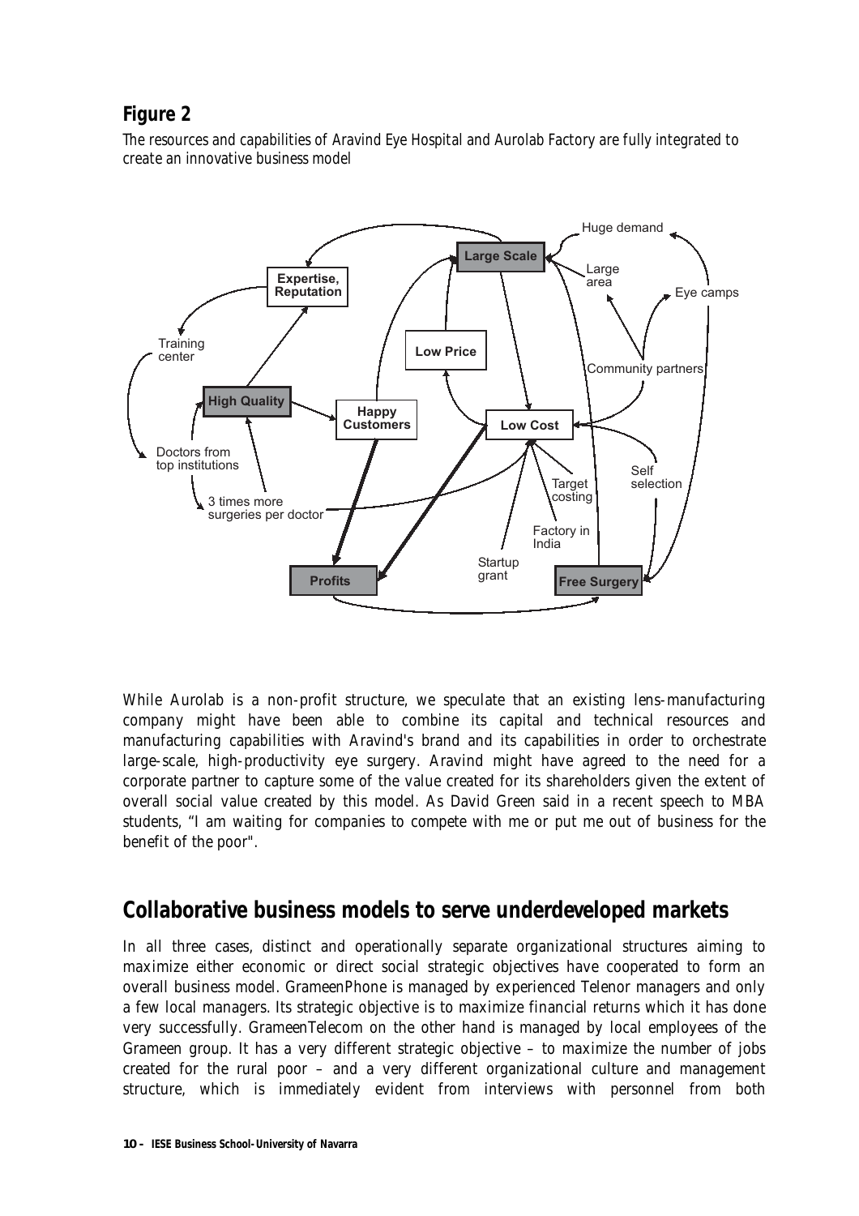## Figure 2

The resources and capabilities of Aravind Eye Hospital and Aurolab Factory are fully integrated to create an innovative business model

While Aurolab is a non-profit structure, we speculate that an existing lens-manufacturing company might have been able to combine its capital and technical resources and manufacturing capabilities with Aravind's brand and its capabilities in order to orchestrate large-scale, high-productivity eye surgery. Aravind might have agreed to the need for a corporate partner to capture some of the value created for its shareholders given the extent of overall social value created by this model. As David Green said in a recent speech to MBA students, "I am waiting for companies to compete with me or put me out of business for the benefit of the poor".

## Collaborative business models to serve underdeveloped markets

In all three cases, distinct and operationally separate organizational structures aiming to maximize either economic or direct social strategic objectives have cooperated to form an overall business model. GrameenPhone is managed by experienced Telenor managers and only a few local managers. Its strategic objective is to maximize financial returns which it has done very successfully. GrameenTelecom on the other hand is managed by local employees of the Grameen group. It has a very different strategic objective – to maximize the number of jobs created for the rural poor – and a very different organizational culture and management structure, which is immediately evident from interviews with personnel from both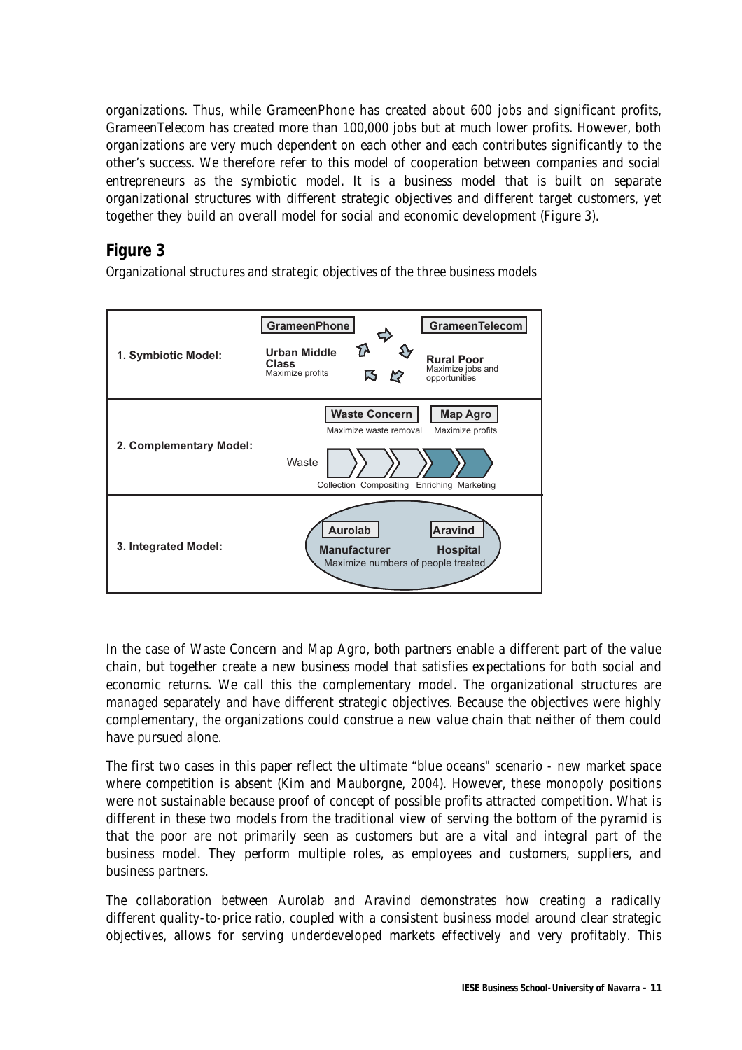organizations. Thus, while GrameenPhone has created about 600 jobs and significant profits, GrameenTelecom has created more than 100,000 jobs but at much lower profits. However, both organizations are very much dependent on each other and each contributes significantly to the other's success. We therefore refer to this model of cooperation between companies and social entrepreneurs as the symbiotic model. It is a business model that is built on separate organizational structures with different strategic objectives and different target customers, yet together they build an overall model for social and economic development (Figure 3).

## Figure 3

*Organizational structures and strategic objectives of the three business models*

| | |
|---|---|
| **1. Symbiotic Model:** | **GrameenPhone** – **Urban Middle Class**, Maximize profits ⇄ **GrameenTelecom** – **Rural Poor**, Maximize jobs and opportunities |
| **2. Complementary Model:** | **Waste Concern** (Maximize waste removal) / **Map Agro** (Maximize profits); Waste → Collection → Compositing → Enriching → Marketing |
| **3. Integrated Model:** | **Aurolab** – **Manufacturer** / **Aravind** – **Hospital**; Maximize numbers of people treated |

In the case of Waste Concern and Map Agro, both partners enable a different part of the value chain, but together create a new business model that satisfies expectations for both social and economic returns. We call this the complementary model. The organizational structures are managed separately and have different strategic objectives. Because the objectives were highly complementary, the organizations could construe a new value chain that neither of them could have pursued alone.

The first two cases in this paper reflect the ultimate "blue oceans" scenario - new market space where competition is absent (Kim and Mauborgne, 2004). However, these monopoly positions were not sustainable because proof of concept of possible profits attracted competition. What is different in these two models from the traditional view of serving the bottom of the pyramid is that the poor are not primarily seen as customers but are a vital and integral part of the business model. They perform multiple roles, as employees and customers, suppliers, and business partners.

The collaboration between Aurolab and Aravind demonstrates how creating a radically different quality-to-price ratio, coupled with a consistent business model around clear strategic objectives, allows for serving underdeveloped markets effectively and very profitably. This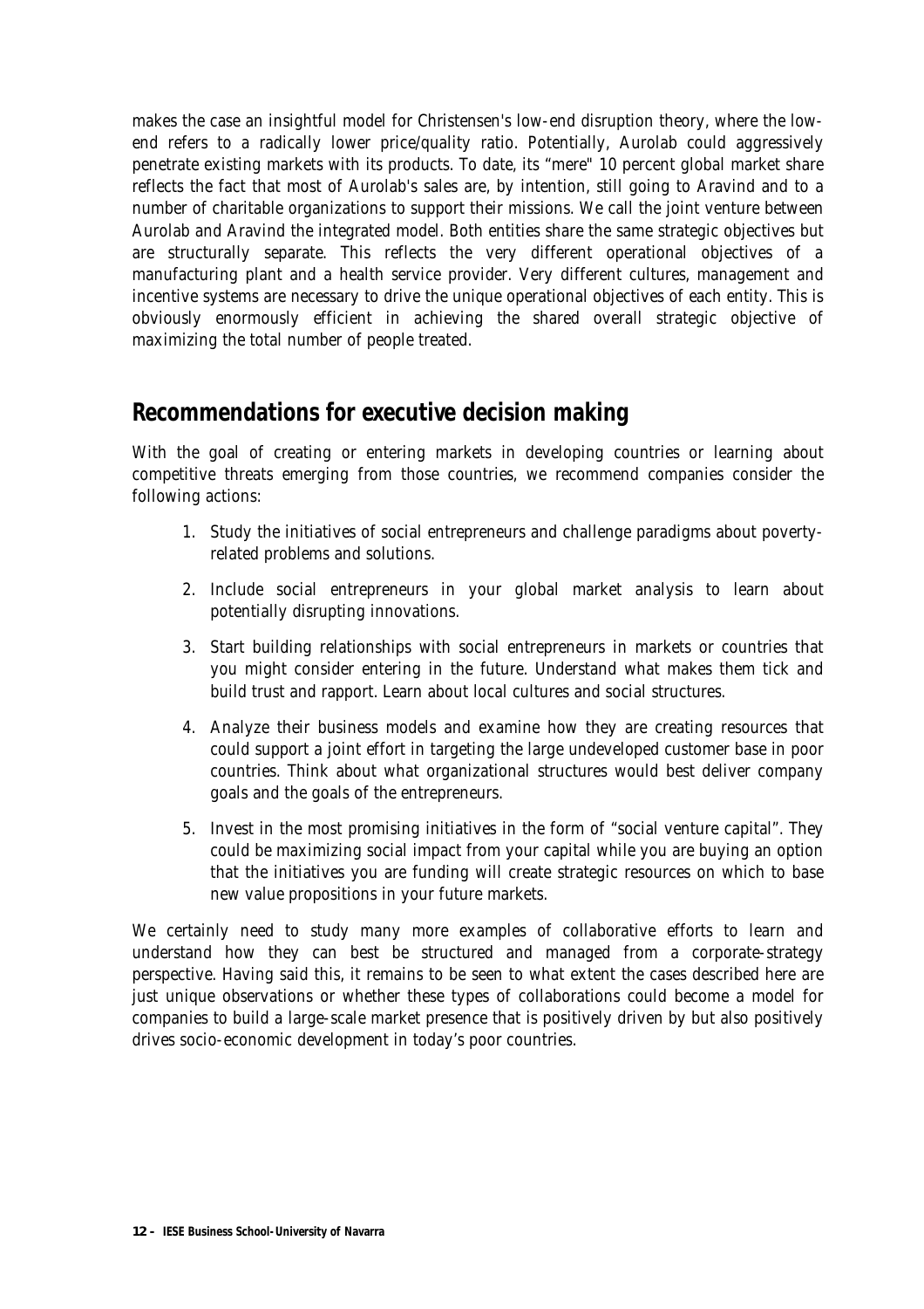makes the case an insightful model for Christensen's low-end disruption theory, where the low-end refers to a radically lower price/quality ratio. Potentially, Aurolab could aggressively penetrate existing markets with its products. To date, its "mere" 10 percent global market share reflects the fact that most of Aurolab's sales are, by intention, still going to Aravind and to a number of charitable organizations to support their missions. We call the joint venture between Aurolab and Aravind the integrated model. Both entities share the same strategic objectives but are structurally separate. This reflects the very different operational objectives of a manufacturing plant and a health service provider. Very different cultures, management and incentive systems are necessary to drive the unique operational objectives of each entity. This is obviously enormously efficient in achieving the shared overall strategic objective of maximizing the total number of people treated.

## Recommendations for executive decision making

With the goal of creating or entering markets in developing countries or learning about competitive threats emerging from those countries, we recommend companies consider the following actions:

1. Study the initiatives of social entrepreneurs and challenge paradigms about poverty-related problems and solutions.
2. Include social entrepreneurs in your global market analysis to learn about potentially disrupting innovations.
3. Start building relationships with social entrepreneurs in markets or countries that you might consider entering in the future. Understand what makes them tick and build trust and rapport. Learn about local cultures and social structures.
4. Analyze their business models and examine how they are creating resources that could support a joint effort in targeting the large undeveloped customer base in poor countries. Think about what organizational structures would best deliver company goals and the goals of the entrepreneurs.
5. Invest in the most promising initiatives in the form of "social venture capital". They could be maximizing social impact from your capital while you are buying an option that the initiatives you are funding will create strategic resources on which to base new value propositions in your future markets.

We certainly need to study many more examples of collaborative efforts to learn and understand how they can best be structured and managed from a corporate-strategy perspective. Having said this, it remains to be seen to what extent the cases described here are just unique observations or whether these types of collaborations could become a model for companies to build a large-scale market presence that is positively driven by but also positively drives socio-economic development in today's poor countries.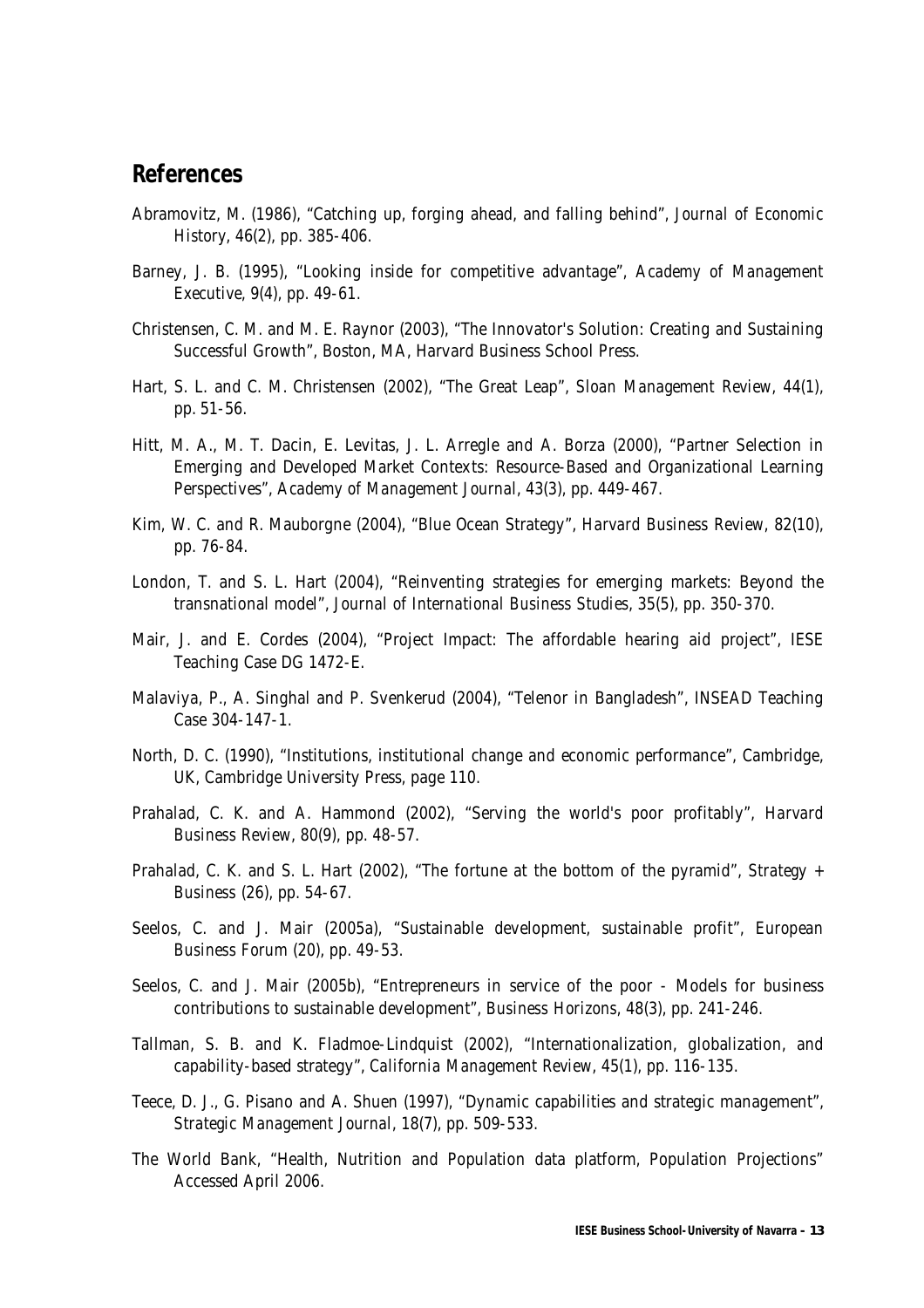## References

Abramovitz, M. (1986), "Catching up, forging ahead, and falling behind", *Journal of Economic History*, 46(2), pp. 385-406.

Barney, J. B. (1995), "Looking inside for competitive advantage", *Academy of Management Executive*, 9(4), pp. 49-61.

Christensen, C. M. and M. E. Raynor (2003), "The Innovator's Solution: Creating and Sustaining Successful Growth", Boston, MA, Harvard Business School Press.

Hart, S. L. and C. M. Christensen (2002), "The Great Leap", *Sloan Management Review*, 44(1), pp. 51-56.

Hitt, M. A., M. T. Dacin, E. Levitas, J. L. Arregle and A. Borza (2000), "Partner Selection in Emerging and Developed Market Contexts: Resource-Based and Organizational Learning Perspectives", *Academy of Management Journal*, 43(3), pp. 449-467.

Kim, W. C. and R. Mauborgne (2004), "Blue Ocean Strategy", *Harvard Business Review*, 82(10), pp. 76-84.

London, T. and S. L. Hart (2004), "Reinventing strategies for emerging markets: Beyond the transnational model", *Journal of International Business Studies*, 35(5), pp. 350-370.

Mair, J. and E. Cordes (2004), "Project Impact: The affordable hearing aid project", IESE Teaching Case DG 1472-E.

Malaviya, P., A. Singhal and P. Svenkerud (2004), "Telenor in Bangladesh", INSEAD Teaching Case 304-147-1.

North, D. C. (1990), "Institutions, institutional change and economic performance", Cambridge, UK, Cambridge University Press, page 110.

Prahalad, C. K. and A. Hammond (2002), "Serving the world's poor profitably", *Harvard Business Review*, 80(9), pp. 48-57.

Prahalad, C. K. and S. L. Hart (2002), "The fortune at the bottom of the pyramid", *Strategy + Business* (26), pp. 54-67.

Seelos, C. and J. Mair (2005a), "Sustainable development, sustainable profit", *European Business Forum* (20), pp. 49-53.

Seelos, C. and J. Mair (2005b), "Entrepreneurs in service of the poor - Models for business contributions to sustainable development", *Business Horizons*, 48(3), pp. 241-246.

Tallman, S. B. and K. Fladmoe-Lindquist (2002), "Internationalization, globalization, and capability-based strategy", *California Management Review*, 45(1), pp. 116-135.

Teece, D. J., G. Pisano and A. Shuen (1997), "Dynamic capabilities and strategic management", *Strategic Management Journal*, 18(7), pp. 509-533.

The World Bank, "Health, Nutrition and Population data platform, Population Projections" Accessed April 2006.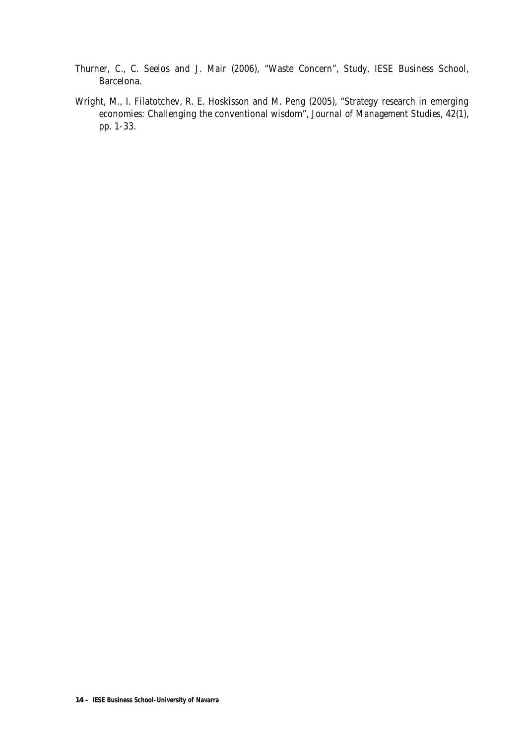Thurner, C., C. Seelos and J. Mair (2006), "Waste Concern", Study, IESE Business School, Barcelona.

Wright, M., I. Filatotchev, R. E. Hoskisson and M. Peng (2005), "Strategy research in emerging economies: Challenging the conventional wisdom", *Journal of Management Studies*, 42(1), pp. 1-33.